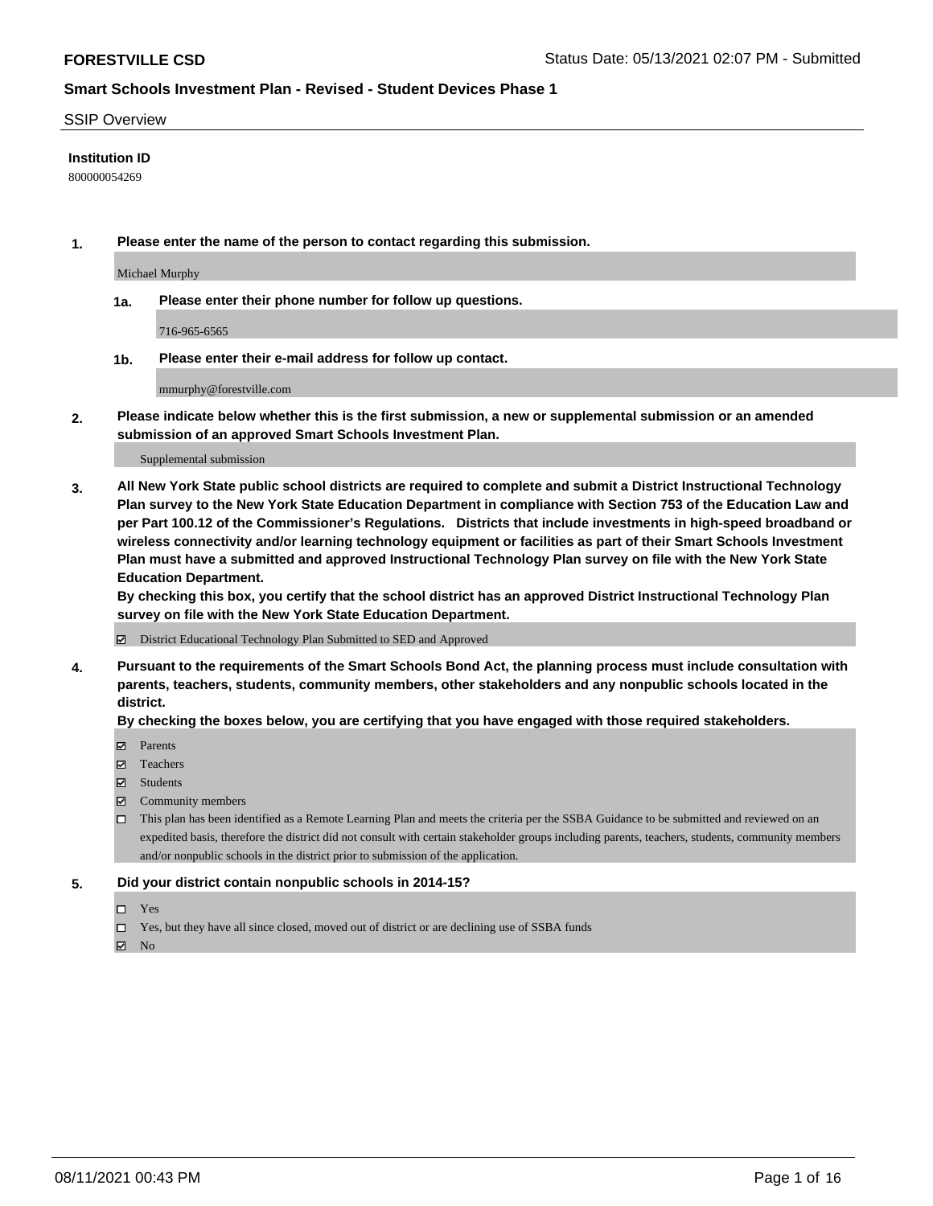**FORESTVILLE CSD**

Status Date: 05/13/2021 02:07 PM - Submitted

## Smart Schools Investment Plan - Revised - Student Devices Phase 1

SSIP Overview

**Institution ID**

800000054269

**1. Please enter the name of the person to contact regarding this submission.**

Michael Murphy

**1a. Please enter their phone number for follow up questions.**

716-965-6565

**1b. Please enter their e-mail address for follow up contact.**

mmurphy@forestville.com

**2. Please indicate below whether this is the first submission, a new or supplemental submission or an amended submission of an approved Smart Schools Investment Plan.**

Supplemental submission

**3. All New York State public school districts are required to complete and submit a District Instructional Technology Plan survey to the New York State Education Department in compliance with Section 753 of the Education Law and per Part 100.12 of the Commissioner's Regulations. Districts that include investments in high-speed broadband or wireless connectivity and/or learning technology equipment or facilities as part of their Smart Schools Investment Plan must have a submitted and approved Instructional Technology Plan survey on file with the New York State Education Department.**

**By checking this box, you certify that the school district has an approved District Instructional Technology Plan survey on file with the New York State Education Department.**

☑ District Educational Technology Plan Submitted to SED and Approved

**4. Pursuant to the requirements of the Smart Schools Bond Act, the planning process must include consultation with parents, teachers, students, community members, other stakeholders and any nonpublic schools located in the district.**

**By checking the boxes below, you are certifying that you have engaged with those required stakeholders.**

☑ Parents

☑ Teachers

☑ Students

☑ Community members

☐ This plan has been identified as a Remote Learning Plan and meets the criteria per the SSBA Guidance to be submitted and reviewed on an expedited basis, therefore the district did not consult with certain stakeholder groups including parents, teachers, students, community members and/or nonpublic schools in the district prior to submission of the application.

**5. Did your district contain nonpublic schools in 2014-15?**

☐ Yes

☐ Yes, but they have all since closed, moved out of district or are declining use of SSBA funds

☑ No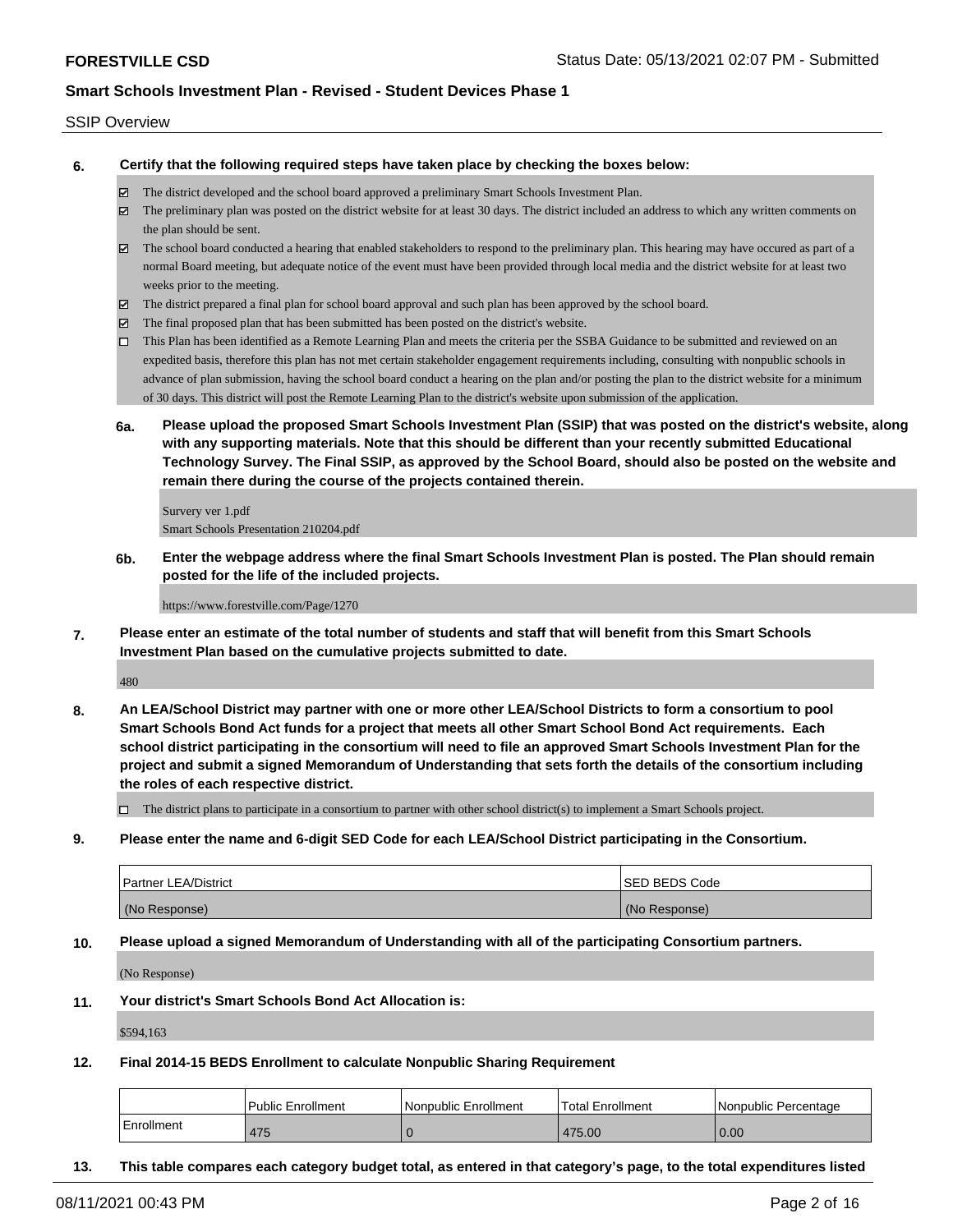SSIP Overview

**6. Certify that the following required steps have taken place by checking the boxes below:**

- ☑ The district developed and the school board approved a preliminary Smart Schools Investment Plan.
- ☑ The preliminary plan was posted on the district website for at least 30 days. The district included an address to which any written comments on the plan should be sent.
- ☑ The school board conducted a hearing that enabled stakeholders to respond to the preliminary plan. This hearing may have occured as part of a normal Board meeting, but adequate notice of the event must have been provided through local media and the district website for at least two weeks prior to the meeting.
- ☑ The district prepared a final plan for school board approval and such plan has been approved by the school board.
- ☑ The final proposed plan that has been submitted has been posted on the district's website.
- ☐ This Plan has been identified as a Remote Learning Plan and meets the criteria per the SSBA Guidance to be submitted and reviewed on an expedited basis, therefore this plan has not met certain stakeholder engagement requirements including, consulting with nonpublic schools in advance of plan submission, having the school board conduct a hearing on the plan and/or posting the plan to the district website for a minimum of 30 days. This district will post the Remote Learning Plan to the district's website upon submission of the application.

**6a. Please upload the proposed Smart Schools Investment Plan (SSIP) that was posted on the district's website, along with any supporting materials. Note that this should be different than your recently submitted Educational Technology Survey. The Final SSIP, as approved by the School Board, should also be posted on the website and remain there during the course of the projects contained therein.**

Survery ver 1.pdf
Smart Schools Presentation 210204.pdf

**6b. Enter the webpage address where the final Smart Schools Investment Plan is posted. The Plan should remain posted for the life of the included projects.**

https://www.forestville.com/Page/1270

**7. Please enter an estimate of the total number of students and staff that will benefit from this Smart Schools Investment Plan based on the cumulative projects submitted to date.**

480

**8. An LEA/School District may partner with one or more other LEA/School Districts to form a consortium to pool Smart Schools Bond Act funds for a project that meets all other Smart School Bond Act requirements. Each school district participating in the consortium will need to file an approved Smart Schools Investment Plan for the project and submit a signed Memorandum of Understanding that sets forth the details of the consortium including the roles of each respective district.**

- ☐ The district plans to participate in a consortium to partner with other school district(s) to implement a Smart Schools project.

**9. Please enter the name and 6-digit SED Code for each LEA/School District participating in the Consortium.**

| Partner LEA/District | SED BEDS Code |
|---|---|
| (No Response) | (No Response) |

**10. Please upload a signed Memorandum of Understanding with all of the participating Consortium partners.**

(No Response)

**11. Your district's Smart Schools Bond Act Allocation is:**

$594,163

**12. Final 2014-15 BEDS Enrollment to calculate Nonpublic Sharing Requirement**

| | Public Enrollment | Nonpublic Enrollment | Total Enrollment | Nonpublic Percentage |
|---|---|---|---|---|
| Enrollment | 475 | 0 | 475.00 | 0.00 |

**13. This table compares each category budget total, as entered in that category's page, to the total expenditures listed**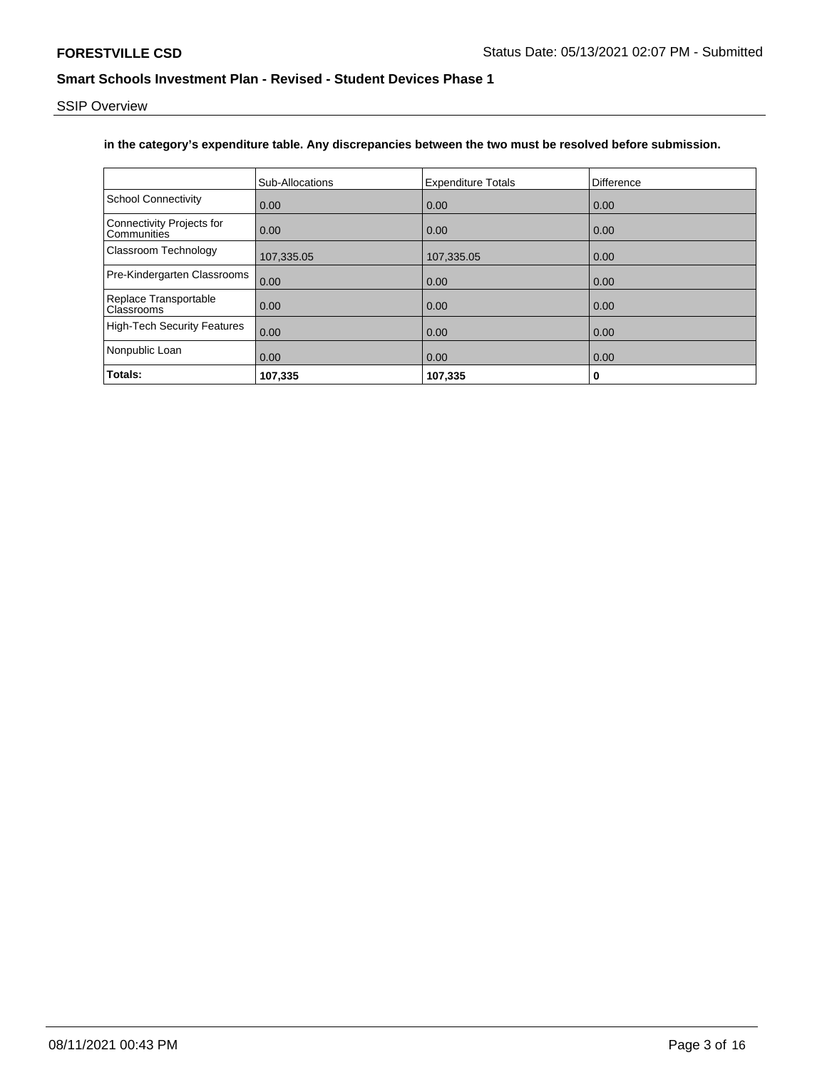**in the category's expenditure table. Any discrepancies between the two must be resolved before submission.**

| | Sub-Allocations | Expenditure Totals | Difference |
|---|---|---|---|
| School Connectivity | 0.00 | 0.00 | 0.00 |
| Connectivity Projects for Communities | 0.00 | 0.00 | 0.00 |
| Classroom Technology | 107,335.05 | 107,335.05 | 0.00 |
| Pre-Kindergarten Classrooms | 0.00 | 0.00 | 0.00 |
| Replace Transportable Classrooms | 0.00 | 0.00 | 0.00 |
| High-Tech Security Features | 0.00 | 0.00 | 0.00 |
| Nonpublic Loan | 0.00 | 0.00 | 0.00 |
| **Totals:** | **107,335** | **107,335** | **0** |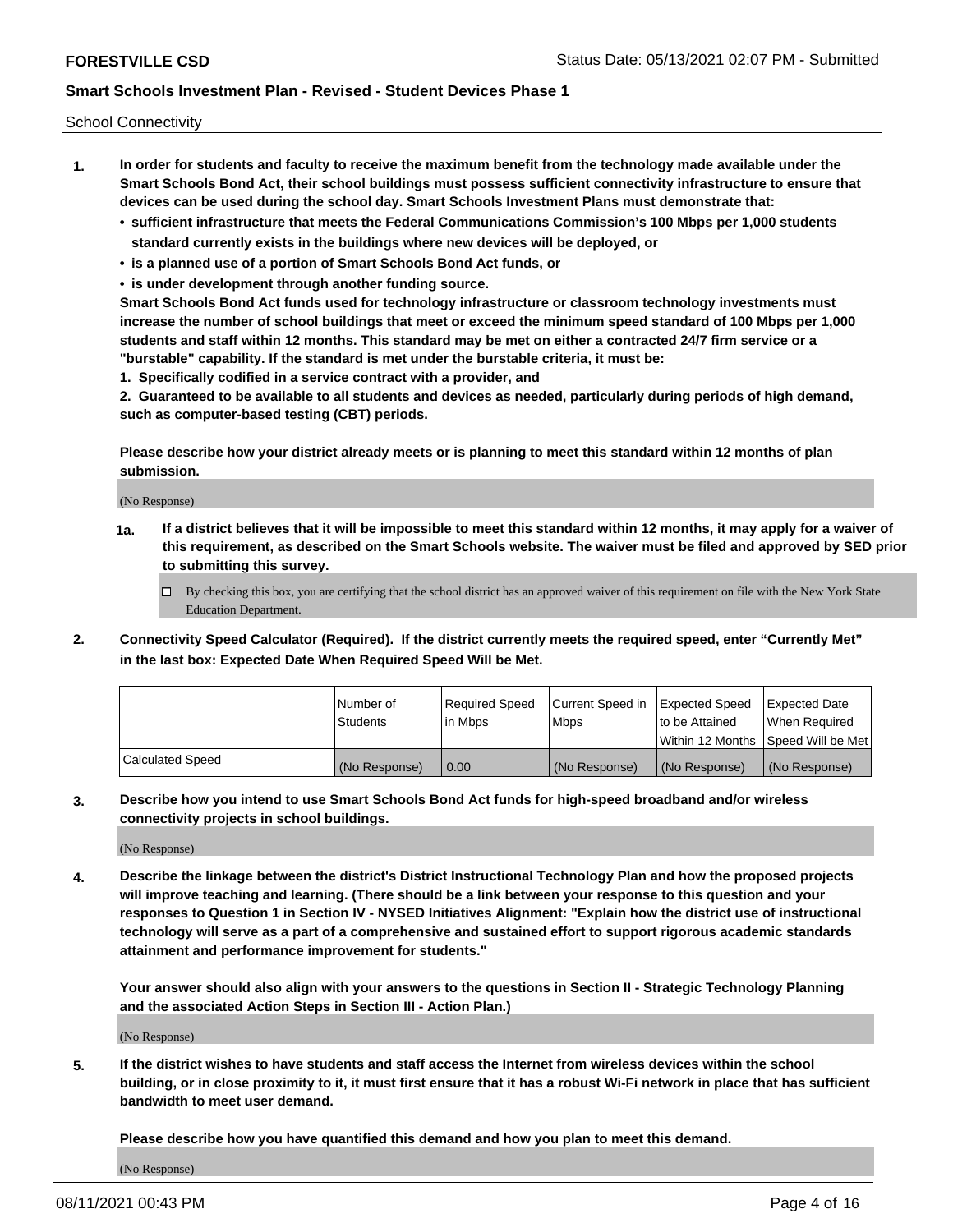School Connectivity

1. **In order for students and faculty to receive the maximum benefit from the technology made available under the Smart Schools Bond Act, their school buildings must possess sufficient connectivity infrastructure to ensure that devices can be used during the school day. Smart Schools Investment Plans must demonstrate that:**
   - **sufficient infrastructure that meets the Federal Communications Commission's 100 Mbps per 1,000 students standard currently exists in the buildings where new devices will be deployed, or**
   - **is a planned use of a portion of Smart Schools Bond Act funds, or**
   - **is under development through another funding source.**

   **Smart Schools Bond Act funds used for technology infrastructure or classroom technology investments must increase the number of school buildings that meet or exceed the minimum speed standard of 100 Mbps per 1,000 students and staff within 12 months. This standard may be met on either a contracted 24/7 firm service or a "burstable" capability. If the standard is met under the burstable criteria, it must be:**

   **1. Specifically codified in a service contract with a provider, and**

   **2. Guaranteed to be available to all students and devices as needed, particularly during periods of high demand, such as computer-based testing (CBT) periods.**

   **Please describe how your district already meets or is planning to meet this standard within 12 months of plan submission.**

   (No Response)

   **1a. If a district believes that it will be impossible to meet this standard within 12 months, it may apply for a waiver of this requirement, as described on the Smart Schools website. The waiver must be filed and approved by SED prior to submitting this survey.**

   ☐ By checking this box, you are certifying that the school district has an approved waiver of this requirement on file with the New York State Education Department.

2. **Connectivity Speed Calculator (Required). If the district currently meets the required speed, enter "Currently Met" in the last box: Expected Date When Required Speed Will be Met.**

| | Number of Students | Required Speed in Mbps | Current Speed in Mbps | Expected Speed to be Attained Within 12 Months | Expected Date When Required Speed Will be Met |
|---|---|---|---|---|---|
| Calculated Speed | (No Response) | 0.00 | (No Response) | (No Response) | (No Response) |

3. **Describe how you intend to use Smart Schools Bond Act funds for high-speed broadband and/or wireless connectivity projects in school buildings.**

   (No Response)

4. **Describe the linkage between the district's District Instructional Technology Plan and how the proposed projects will improve teaching and learning. (There should be a link between your response to this question and your responses to Question 1 in Section IV - NYSED Initiatives Alignment: "Explain how the district use of instructional technology will serve as a part of a comprehensive and sustained effort to support rigorous academic standards attainment and performance improvement for students."**

   **Your answer should also align with your answers to the questions in Section II - Strategic Technology Planning and the associated Action Steps in Section III - Action Plan.)**

   (No Response)

5. **If the district wishes to have students and staff access the Internet from wireless devices within the school building, or in close proximity to it, it must first ensure that it has a robust Wi-Fi network in place that has sufficient bandwidth to meet user demand.**

   **Please describe how you have quantified this demand and how you plan to meet this demand.**

   (No Response)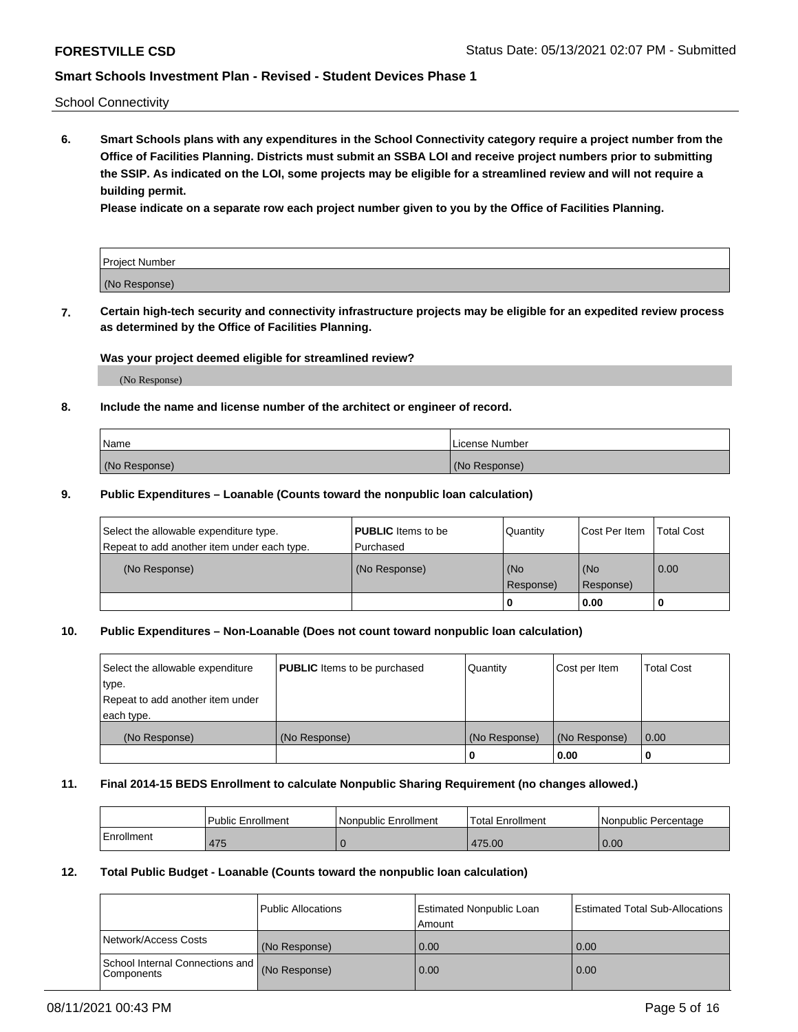School Connectivity

**6. Smart Schools plans with any expenditures in the School Connectivity category require a project number from the Office of Facilities Planning. Districts must submit an SSBA LOI and receive project numbers prior to submitting the SSIP. As indicated on the LOI, some projects may be eligible for a streamlined review and will not require a building permit.**

**Please indicate on a separate row each project number given to you by the Office of Facilities Planning.**

| Project Number |
| --- |
| (No Response) |

**7. Certain high-tech security and connectivity infrastructure projects may be eligible for an expedited review process as determined by the Office of Facilities Planning.**

**Was your project deemed eligible for streamlined review?**

(No Response)

**8. Include the name and license number of the architect or engineer of record.**

| Name | License Number |
| --- | --- |
| (No Response) | (No Response) |

**9. Public Expenditures – Loanable (Counts toward the nonpublic loan calculation)**

| Select the allowable expenditure type. Repeat to add another item under each type. | **PUBLIC** Items to be Purchased | Quantity | Cost Per Item | Total Cost |
| --- | --- | --- | --- | --- |
| (No Response) | (No Response) | (No Response) | (No Response) | 0.00 |
| | | 0 | 0.00 | 0 |

**10. Public Expenditures – Non-Loanable (Does not count toward nonpublic loan calculation)**

| Select the allowable expenditure type. Repeat to add another item under each type. | **PUBLIC** Items to be purchased | Quantity | Cost per Item | Total Cost |
| --- | --- | --- | --- | --- |
| (No Response) | (No Response) | (No Response) | (No Response) | 0.00 |
| | | 0 | 0.00 | 0 |

**11. Final 2014-15 BEDS Enrollment to calculate Nonpublic Sharing Requirement (no changes allowed.)**

| | Public Enrollment | Nonpublic Enrollment | Total Enrollment | Nonpublic Percentage |
| --- | --- | --- | --- | --- |
| Enrollment | 475 | 0 | 475.00 | 0.00 |

**12. Total Public Budget - Loanable (Counts toward the nonpublic loan calculation)**

| | Public Allocations | Estimated Nonpublic Loan Amount | Estimated Total Sub-Allocations |
| --- | --- | --- | --- |
| Network/Access Costs | (No Response) | 0.00 | 0.00 |
| School Internal Connections and Components | (No Response) | 0.00 | 0.00 |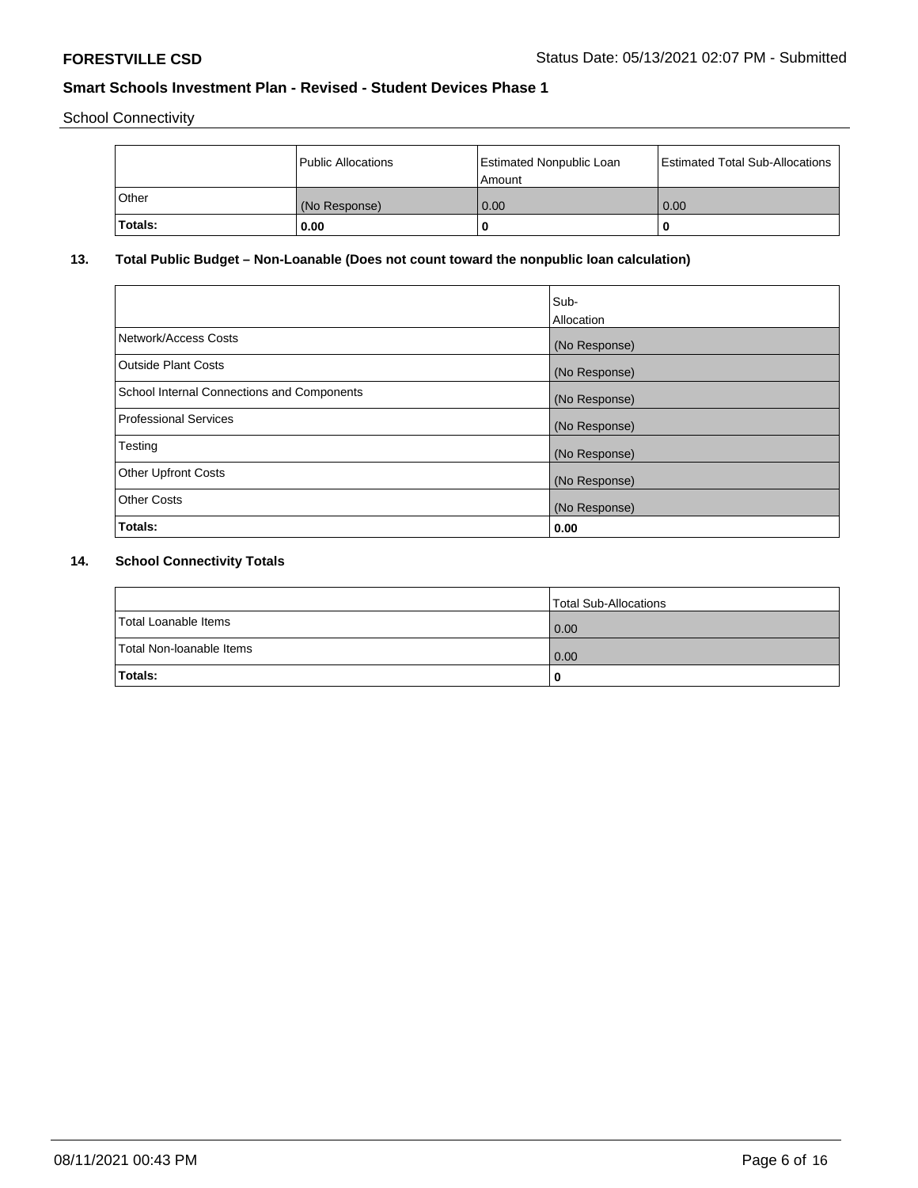School Connectivity

|  | Public Allocations | Estimated Nonpublic Loan Amount | Estimated Total Sub-Allocations |
|---|---|---|---|
| Other | (No Response) | 0.00 | 0.00 |
| **Totals:** | **0.00** | **0** | **0** |

## 13. Total Public Budget – Non-Loanable (Does not count toward the nonpublic loan calculation)

|  | Sub-Allocation |
|---|---|
| Network/Access Costs | (No Response) |
| Outside Plant Costs | (No Response) |
| School Internal Connections and Components | (No Response) |
| Professional Services | (No Response) |
| Testing | (No Response) |
| Other Upfront Costs | (No Response) |
| Other Costs | (No Response) |
| **Totals:** | **0.00** |

## 14. School Connectivity Totals

|  | Total Sub-Allocations |
|---|---|
| Total Loanable Items | 0.00 |
| Total Non-loanable Items | 0.00 |
| **Totals:** | **0** |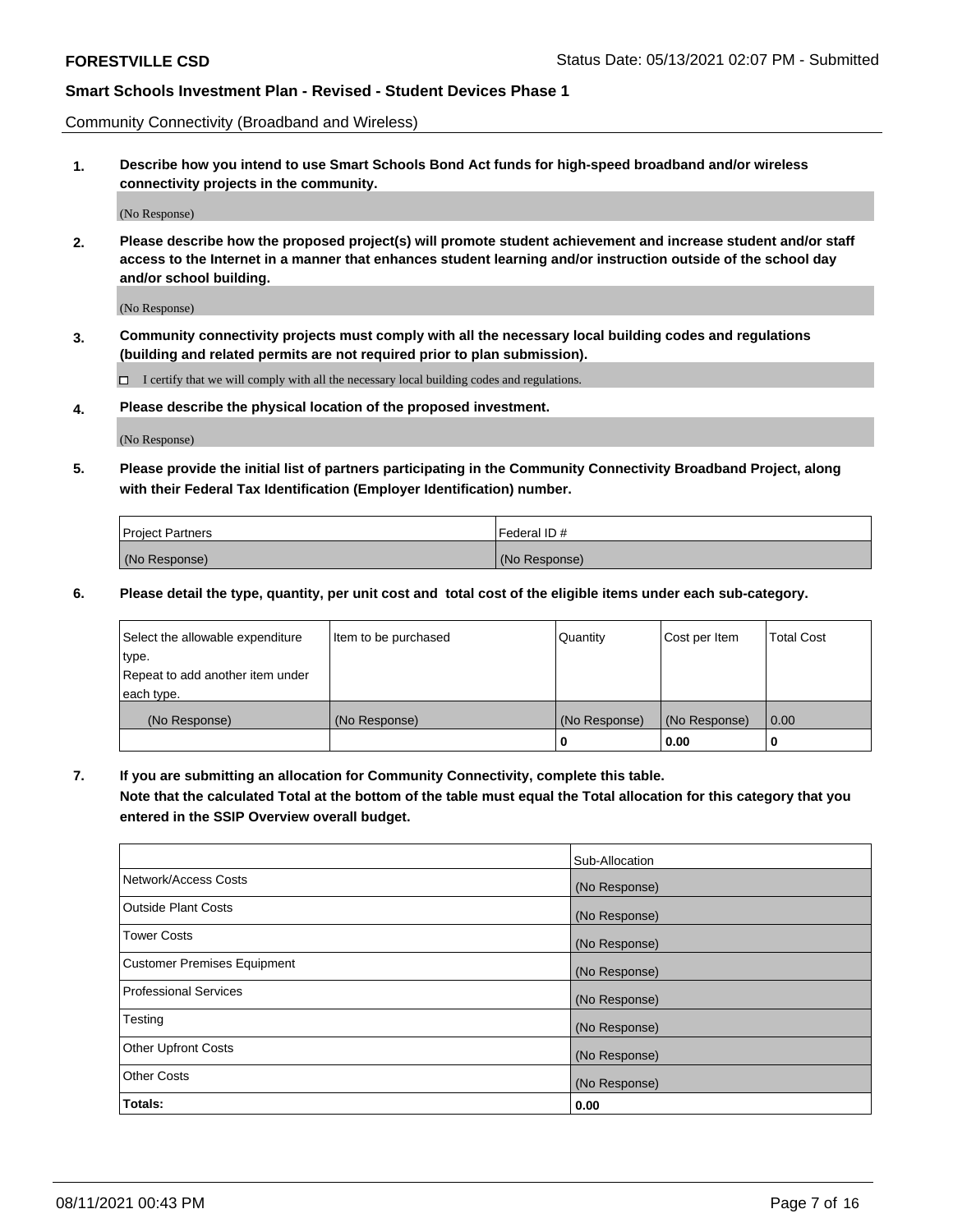Community Connectivity (Broadband and Wireless)

**1. Describe how you intend to use Smart Schools Bond Act funds for high-speed broadband and/or wireless connectivity projects in the community.**

(No Response)

**2. Please describe how the proposed project(s) will promote student achievement and increase student and/or staff access to the Internet in a manner that enhances student learning and/or instruction outside of the school day and/or school building.**

(No Response)

**3. Community connectivity projects must comply with all the necessary local building codes and regulations (building and related permits are not required prior to plan submission).**

☐ I certify that we will comply with all the necessary local building codes and regulations.

**4. Please describe the physical location of the proposed investment.**

(No Response)

**5. Please provide the initial list of partners participating in the Community Connectivity Broadband Project, along with their Federal Tax Identification (Employer Identification) number.**

| Project Partners | Federal ID # |
|---|---|
| (No Response) | (No Response) |

**6. Please detail the type, quantity, per unit cost and total cost of the eligible items under each sub-category.**

| Select the allowable expenditure type. Repeat to add another item under each type. | Item to be purchased | Quantity | Cost per Item | Total Cost |
|---|---|---|---|---|
| (No Response) | (No Response) | (No Response) | (No Response) | 0.00 |
| | | **0** | **0.00** | **0** |

**7. If you are submitting an allocation for Community Connectivity, complete this table. Note that the calculated Total at the bottom of the table must equal the Total allocation for this category that you entered in the SSIP Overview overall budget.**

| | Sub-Allocation |
|---|---|
| Network/Access Costs | (No Response) |
| Outside Plant Costs | (No Response) |
| Tower Costs | (No Response) |
| Customer Premises Equipment | (No Response) |
| Professional Services | (No Response) |
| Testing | (No Response) |
| Other Upfront Costs | (No Response) |
| Other Costs | (No Response) |
| **Totals:** | **0.00** |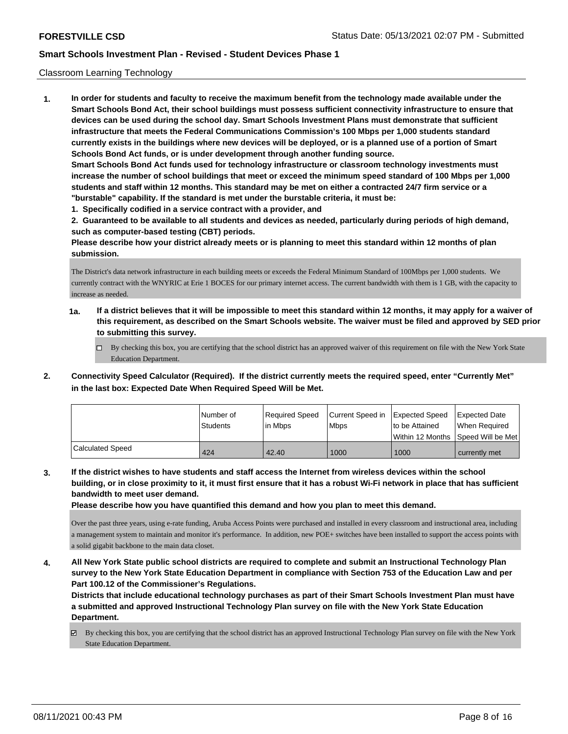Classroom Learning Technology

**1. In order for students and faculty to receive the maximum benefit from the technology made available under the Smart Schools Bond Act, their school buildings must possess sufficient connectivity infrastructure to ensure that devices can be used during the school day. Smart Schools Investment Plans must demonstrate that sufficient infrastructure that meets the Federal Communications Commission's 100 Mbps per 1,000 students standard currently exists in the buildings where new devices will be deployed, or is a planned use of a portion of Smart Schools Bond Act funds, or is under development through another funding source.**

**Smart Schools Bond Act funds used for technology infrastructure or classroom technology investments must increase the number of school buildings that meet or exceed the minimum speed standard of 100 Mbps per 1,000 students and staff within 12 months. This standard may be met on either a contracted 24/7 firm service or a "burstable" capability. If the standard is met under the burstable criteria, it must be:**

**1. Specifically codified in a service contract with a provider, and**

**2. Guaranteed to be available to all students and devices as needed, particularly during periods of high demand, such as computer-based testing (CBT) periods.**

**Please describe how your district already meets or is planning to meet this standard within 12 months of plan submission.**

The District's data network infrastructure in each building meets or exceeds the Federal Minimum Standard of 100Mbps per 1,000 students. We currently contract with the WNYRIC at Erie 1 BOCES for our primary internet access. The current bandwidth with them is 1 GB, with the capacity to increase as needed.

**1a. If a district believes that it will be impossible to meet this standard within 12 months, it may apply for a waiver of this requirement, as described on the Smart Schools website. The waiver must be filed and approved by SED prior to submitting this survey.**

☐ By checking this box, you are certifying that the school district has an approved waiver of this requirement on file with the New York State Education Department.

**2. Connectivity Speed Calculator (Required). If the district currently meets the required speed, enter "Currently Met" in the last box: Expected Date When Required Speed Will be Met.**

| | Number of Students | Required Speed in Mbps | Current Speed in Mbps | Expected Speed to be Attained Within 12 Months | Expected Date When Required Speed Will be Met |
|---|---|---|---|---|---|
| Calculated Speed | 424 | 42.40 | 1000 | 1000 | currently met |

**3. If the district wishes to have students and staff access the Internet from wireless devices within the school building, or in close proximity to it, it must first ensure that it has a robust Wi-Fi network in place that has sufficient bandwidth to meet user demand.**

**Please describe how you have quantified this demand and how you plan to meet this demand.**

Over the past three years, using e-rate funding, Aruba Access Points were purchased and installed in every classroom and instructional area, including a management system to maintain and monitor it's performance. In addition, new POE+ switches have been installed to support the access points with a solid gigabit backbone to the main data closet.

**4. All New York State public school districts are required to complete and submit an Instructional Technology Plan survey to the New York State Education Department in compliance with Section 753 of the Education Law and per Part 100.12 of the Commissioner's Regulations.**

**Districts that include educational technology purchases as part of their Smart Schools Investment Plan must have a submitted and approved Instructional Technology Plan survey on file with the New York State Education Department.**

☑ By checking this box, you are certifying that the school district has an approved Instructional Technology Plan survey on file with the New York State Education Department.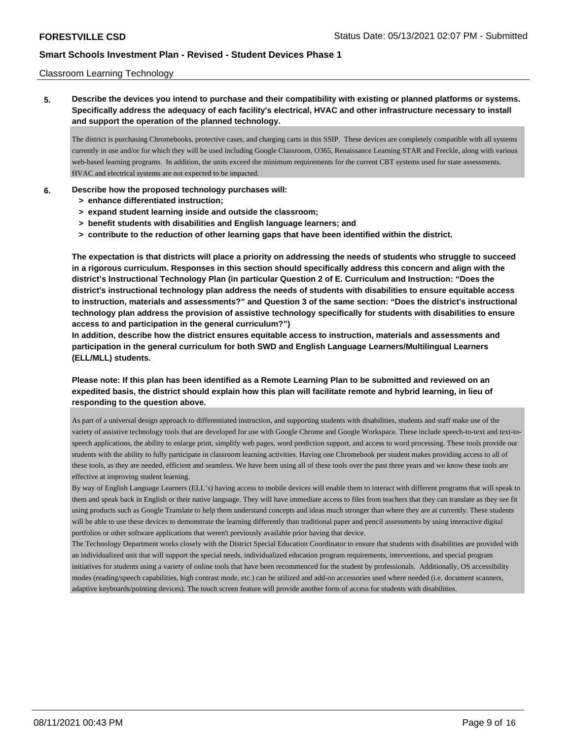Classroom Learning Technology

**5. Describe the devices you intend to purchase and their compatibility with existing or planned platforms or systems. Specifically address the adequacy of each facility's electrical, HVAC and other infrastructure necessary to install and support the operation of the planned technology.**

The district is purchasing Chromebooks, protective cases, and charging carts in this SSIP. These devices are completely compatible with all systems currently in use and/or for which they will be used including Google Classroom, O365, Renaissance Learning STAR and Freckle, along with various web-based learning programs. In addition, the units exceed the minimum requirements for the current CBT systems used for state assessments. HVAC and electrical systems are not expected to be impacted.

**6. Describe how the proposed technology purchases will:**
- **> enhance differentiated instruction;**
- **> expand student learning inside and outside the classroom;**
- **> benefit students with disabilities and English language learners; and**
- **> contribute to the reduction of other learning gaps that have been identified within the district.**

**The expectation is that districts will place a priority on addressing the needs of students who struggle to succeed in a rigorous curriculum. Responses in this section should specifically address this concern and align with the district's Instructional Technology Plan (in particular Question 2 of E. Curriculum and Instruction: "Does the district's instructional technology plan address the needs of students with disabilities to ensure equitable access to instruction, materials and assessments?" and Question 3 of the same section: "Does the district's instructional technology plan address the provision of assistive technology specifically for students with disabilities to ensure access to and participation in the general curriculum?")**
**In addition, describe how the district ensures equitable access to instruction, materials and assessments and participation in the general curriculum for both SWD and English Language Learners/Multilingual Learners (ELL/MLL) students.**

**Please note: If this plan has been identified as a Remote Learning Plan to be submitted and reviewed on an expedited basis, the district should explain how this plan will facilitate remote and hybrid learning, in lieu of responding to the question above.**

As part of a universal design approach to differentiated instruction, and supporting students with disabilities, students and staff make use of the variety of assistive technology tools that are developed for use with Google Chrome and Google Workspace. These include speech-to-text and text-to-speech applications, the ability to enlarge print, simplify web pages, word prediction support, and access to word processing. These tools provide our students with the ability to fully participate in classroom learning activities. Having one Chromebook per student makes providing access to all of these tools, as they are needed, efficient and seamless. We have been using all of these tools over the past three years and we know these tools are effective at improving student learning.
By way of English Language Learners (ELL's) having access to mobile devices will enable them to interact with different programs that will speak to them and speak back in English or their native language. They will have immediate access to files from teachers that they can translate as they see fit using products such as Google Translate to help them understand concepts and ideas much stronger than where they are at currently. These students will be able to use these devices to demonstrate the learning differently than traditional paper and pencil assessments by using interactive digital portfolios or other software applications that weren't previously available prior having that device.
The Technology Department works closely with the District Special Education Coordinator to ensure that students with disabilities are provided with an individualized unit that will support the special needs, individualized education program requirements, interventions, and special program initiatives for students using a variety of online tools that have been recommenced for the student by professionals. Additionally, OS accessibility modes (reading/speech capabilities, high contrast mode, etc.) can be utilized and add-on accessories used where needed (i.e. document scanners, adaptive keyboards/pointing devices). The touch screen feature will provide another form of access for students with disabilities.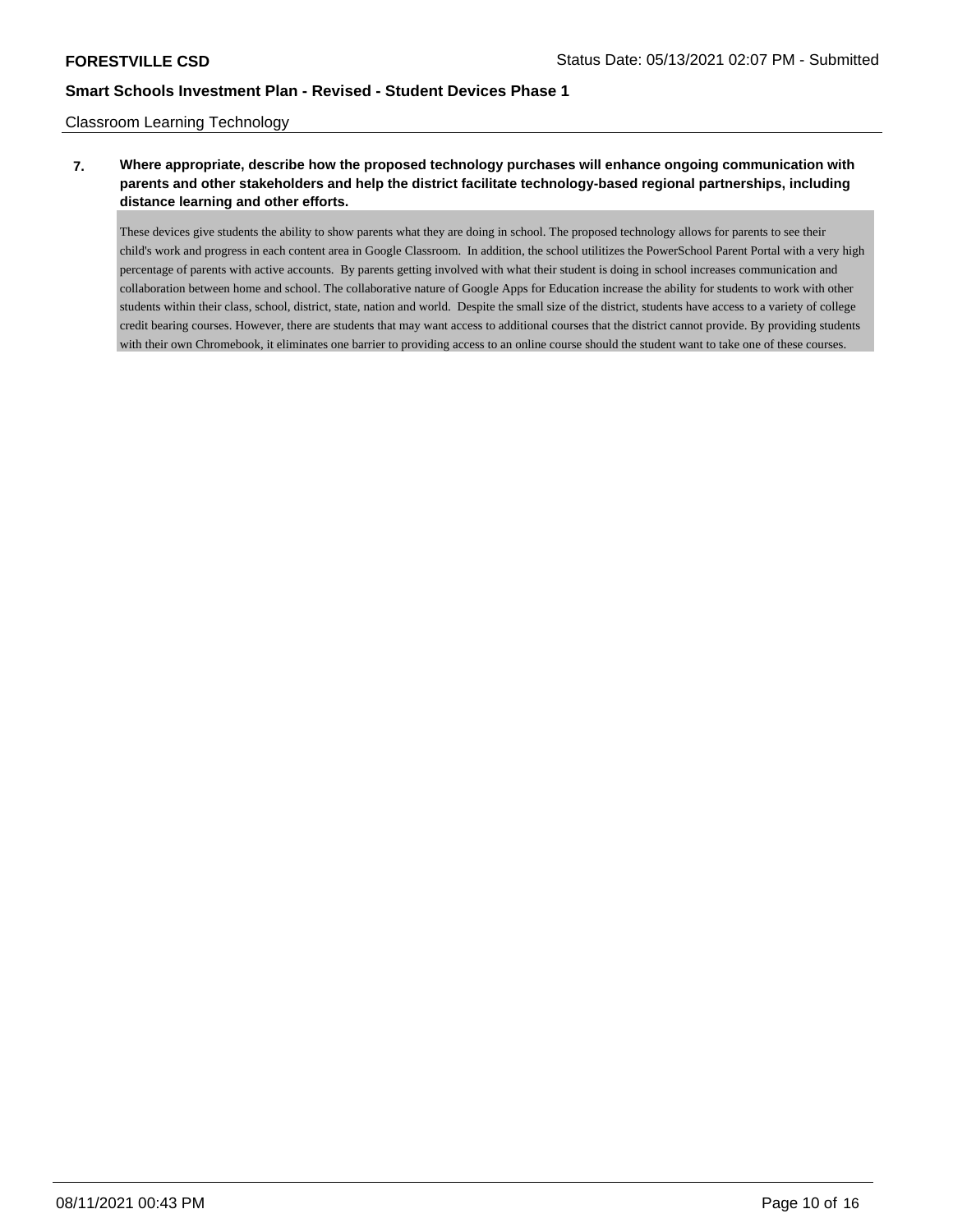Classroom Learning Technology

**7. Where appropriate, describe how the proposed technology purchases will enhance ongoing communication with parents and other stakeholders and help the district facilitate technology-based regional partnerships, including distance learning and other efforts.**

These devices give students the ability to show parents what they are doing in school. The proposed technology allows for parents to see their child's work and progress in each content area in Google Classroom.  In addition, the school utilitizes the PowerSchool Parent Portal with a very high percentage of parents with active accounts.  By parents getting involved with what their student is doing in school increases communication and collaboration between home and school. The collaborative nature of Google Apps for Education increase the ability for students to work with other students within their class, school, district, state, nation and world.  Despite the small size of the district, students have access to a variety of college credit bearing courses. However, there are students that may want access to additional courses that the district cannot provide. By providing students with their own Chromebook, it eliminates one barrier to providing access to an online course should the student want to take one of these courses.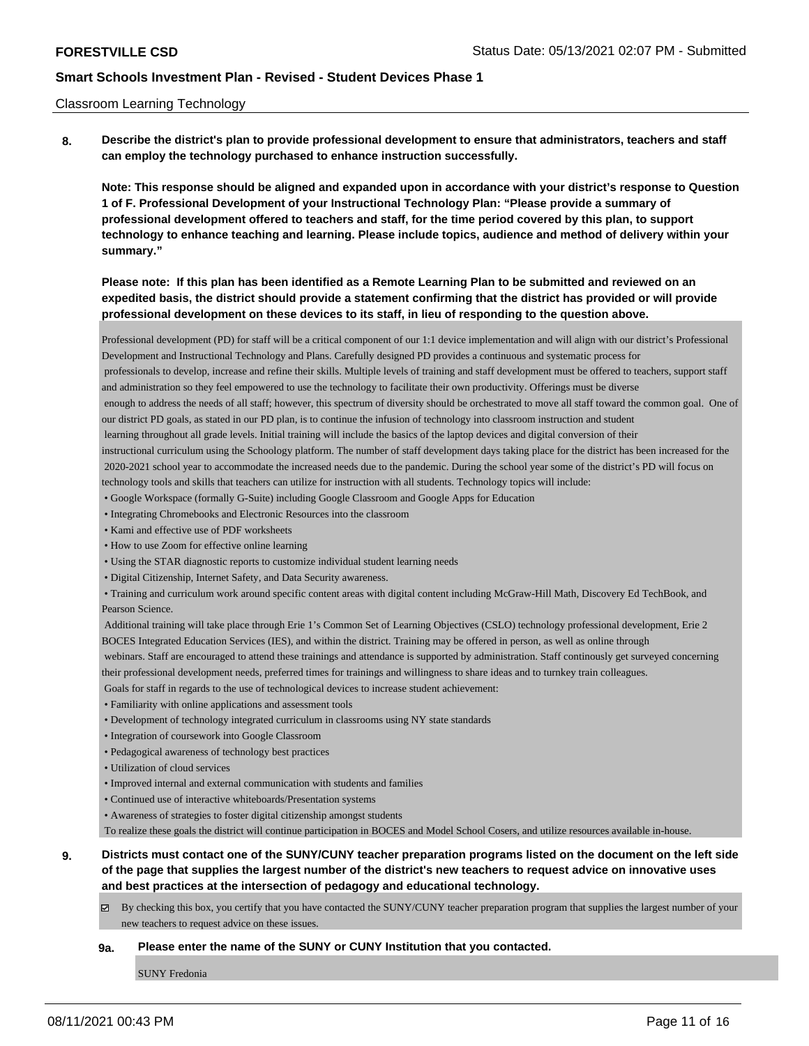Classroom Learning Technology

**8. Describe the district's plan to provide professional development to ensure that administrators, teachers and staff can employ the technology purchased to enhance instruction successfully.**

**Note: This response should be aligned and expanded upon in accordance with your district's response to Question 1 of F. Professional Development of your Instructional Technology Plan: "Please provide a summary of professional development offered to teachers and staff, for the time period covered by this plan, to support technology to enhance teaching and learning. Please include topics, audience and method of delivery within your summary."**

**Please note: If this plan has been identified as a Remote Learning Plan to be submitted and reviewed on an expedited basis, the district should provide a statement confirming that the district has provided or will provide professional development on these devices to its staff, in lieu of responding to the question above.**

Professional development (PD) for staff will be a critical component of our 1:1 device implementation and will align with our district's Professional Development and Instructional Technology and Plans. Carefully designed PD provides a continuous and systematic process for professionals to develop, increase and refine their skills. Multiple levels of training and staff development must be offered to teachers, support staff and administration so they feel empowered to use the technology to facilitate their own productivity. Offerings must be diverse enough to address the needs of all staff; however, this spectrum of diversity should be orchestrated to move all staff toward the common goal. One of our district PD goals, as stated in our PD plan, is to continue the infusion of technology into classroom instruction and student learning throughout all grade levels. Initial training will include the basics of the laptop devices and digital conversion of their instructional curriculum using the Schoology platform. The number of staff development days taking place for the district has been increased for the 2020-2021 school year to accommodate the increased needs due to the pandemic. During the school year some of the district's PD will focus on technology tools and skills that teachers can utilize for instruction with all students. Technology topics will include:

- Google Workspace (formally G-Suite) including Google Classroom and Google Apps for Education
- Integrating Chromebooks and Electronic Resources into the classroom
- Kami and effective use of PDF worksheets
- How to use Zoom for effective online learning
- Using the STAR diagnostic reports to customize individual student learning needs
- Digital Citizenship, Internet Safety, and Data Security awareness.
- Training and curriculum work around specific content areas with digital content including McGraw-Hill Math, Discovery Ed TechBook, and Pearson Science.

Additional training will take place through Erie 1's Common Set of Learning Objectives (CSLO) technology professional development, Erie 2 BOCES Integrated Education Services (IES), and within the district. Training may be offered in person, as well as online through webinars. Staff are encouraged to attend these trainings and attendance is supported by administration. Staff continously get surveyed concerning their professional development needs, preferred times for trainings and willingness to share ideas and to turnkey train colleagues.

Goals for staff in regards to the use of technological devices to increase student achievement:

- Familiarity with online applications and assessment tools
- Development of technology integrated curriculum in classrooms using NY state standards
- Integration of coursework into Google Classroom
- Pedagogical awareness of technology best practices
- Utilization of cloud services
- Improved internal and external communication with students and families
- Continued use of interactive whiteboards/Presentation systems
- Awareness of strategies to foster digital citizenship amongst students

To realize these goals the district will continue participation in BOCES and Model School Cosers, and utilize resources available in-house.

**9. Districts must contact one of the SUNY/CUNY teacher preparation programs listed on the document on the left side of the page that supplies the largest number of the district's new teachers to request advice on innovative uses and best practices at the intersection of pedagogy and educational technology.**

☑ By checking this box, you certify that you have contacted the SUNY/CUNY teacher preparation program that supplies the largest number of your new teachers to request advice on these issues.

**9a. Please enter the name of the SUNY or CUNY Institution that you contacted.**

SUNY Fredonia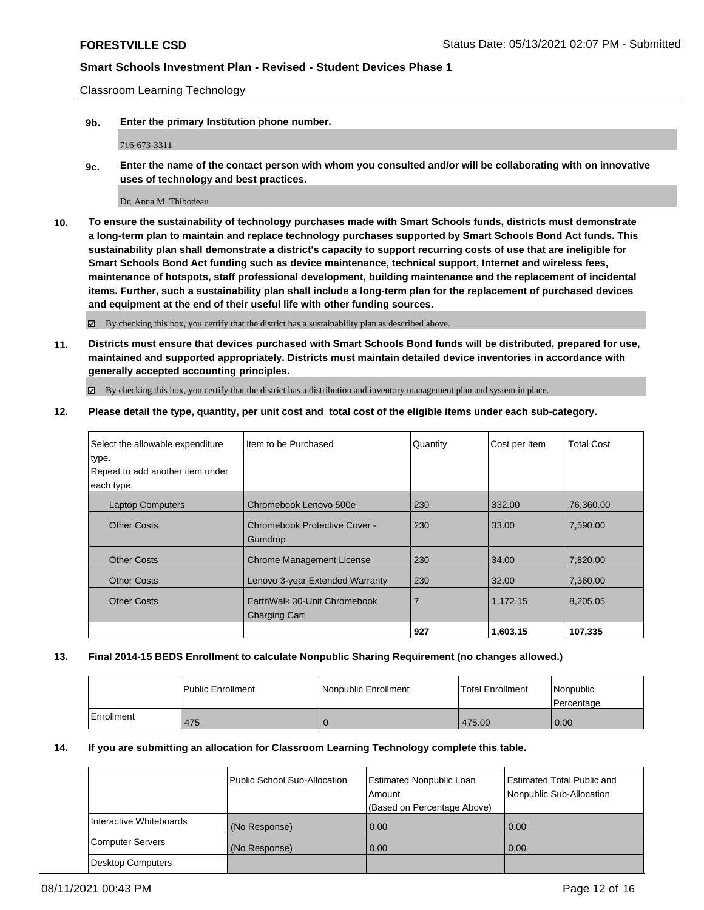Classroom Learning Technology

**9b. Enter the primary Institution phone number.**

716-673-3311

**9c. Enter the name of the contact person with whom you consulted and/or will be collaborating with on innovative uses of technology and best practices.**

Dr. Anna M. Thibodeau

**10. To ensure the sustainability of technology purchases made with Smart Schools funds, districts must demonstrate a long-term plan to maintain and replace technology purchases supported by Smart Schools Bond Act funds. This sustainability plan shall demonstrate a district's capacity to support recurring costs of use that are ineligible for Smart Schools Bond Act funding such as device maintenance, technical support, Internet and wireless fees, maintenance of hotspots, staff professional development, building maintenance and the replacement of incidental items. Further, such a sustainability plan shall include a long-term plan for the replacement of purchased devices and equipment at the end of their useful life with other funding sources.**

☑ By checking this box, you certify that the district has a sustainability plan as described above.

**11. Districts must ensure that devices purchased with Smart Schools Bond funds will be distributed, prepared for use, maintained and supported appropriately. Districts must maintain detailed device inventories in accordance with generally accepted accounting principles.**

☑ By checking this box, you certify that the district has a distribution and inventory management plan and system in place.

**12. Please detail the type, quantity, per unit cost and total cost of the eligible items under each sub-category.**

| Select the allowable expenditure type. Repeat to add another item under each type. | Item to be Purchased | Quantity | Cost per Item | Total Cost |
|---|---|---|---|---|
| Laptop Computers | Chromebook Lenovo 500e | 230 | 332.00 | 76,360.00 |
| Other Costs | Chromebook Protective Cover - Gumdrop | 230 | 33.00 | 7,590.00 |
| Other Costs | Chrome Management License | 230 | 34.00 | 7,820.00 |
| Other Costs | Lenovo 3-year Extended Warranty | 230 | 32.00 | 7,360.00 |
| Other Costs | EarthWalk 30-Unit Chromebook Charging Cart | 7 | 1,172.15 | 8,205.05 |
| | | **927** | **1,603.15** | **107,335** |

**13. Final 2014-15 BEDS Enrollment to calculate Nonpublic Sharing Requirement (no changes allowed.)**

| | Public Enrollment | Nonpublic Enrollment | Total Enrollment | Nonpublic Percentage |
|---|---|---|---|---|
| Enrollment | 475 | 0 | 475.00 | 0.00 |

**14. If you are submitting an allocation for Classroom Learning Technology complete this table.**

| | Public School Sub-Allocation | Estimated Nonpublic Loan Amount (Based on Percentage Above) | Estimated Total Public and Nonpublic Sub-Allocation |
|---|---|---|---|
| Interactive Whiteboards | (No Response) | 0.00 | 0.00 |
| Computer Servers | (No Response) | 0.00 | 0.00 |
| Desktop Computers | | | |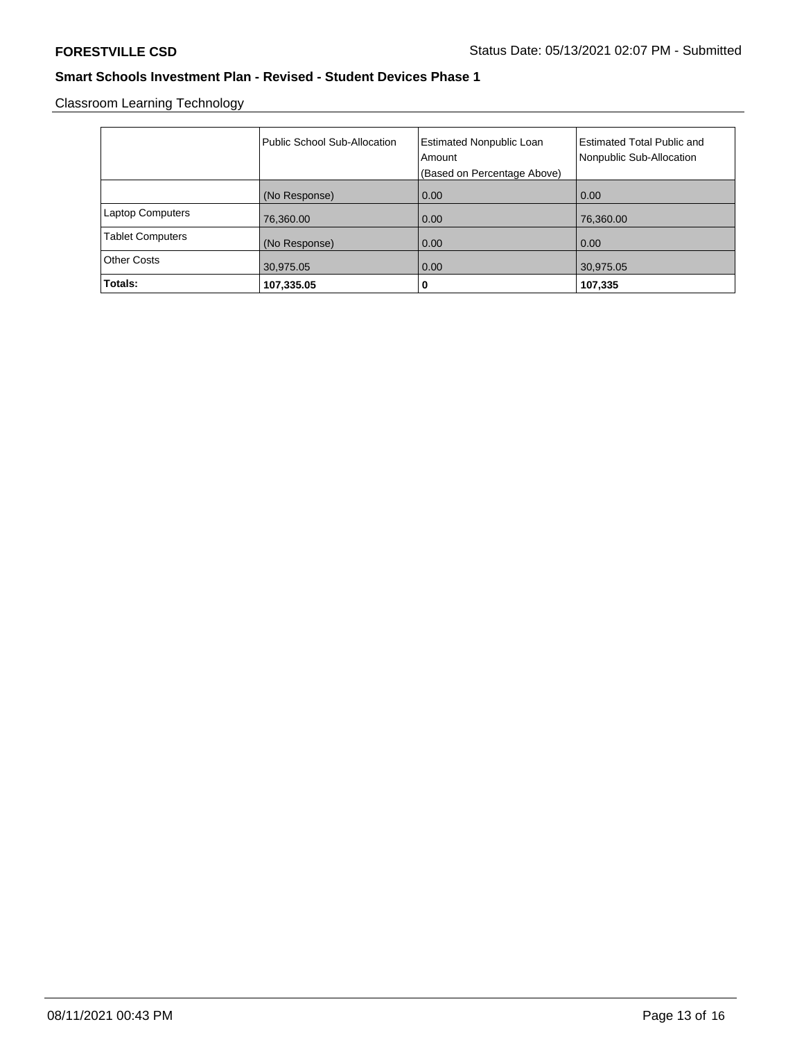**FORESTVILLE CSD** Status Date: 05/13/2021 02:07 PM - Submitted

**Smart Schools Investment Plan - Revised - Student Devices Phase 1**

Classroom Learning Technology

| | Public School Sub-Allocation | Estimated Nonpublic Loan Amount (Based on Percentage Above) | Estimated Total Public and Nonpublic Sub-Allocation |
|---|---|---|---|
| | (No Response) | 0.00 | 0.00 |
| Laptop Computers | 76,360.00 | 0.00 | 76,360.00 |
| Tablet Computers | (No Response) | 0.00 | 0.00 |
| Other Costs | 30,975.05 | 0.00 | 30,975.05 |
| **Totals:** | **107,335.05** | **0** | **107,335** |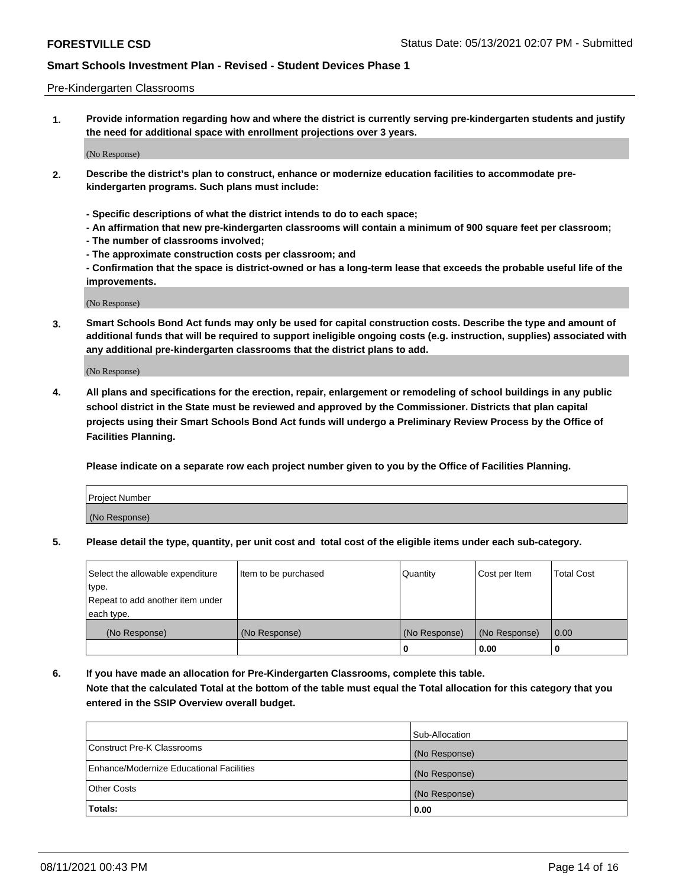Pre-Kindergarten Classrooms

**1. Provide information regarding how and where the district is currently serving pre-kindergarten students and justify the need for additional space with enrollment projections over 3 years.**

(No Response)

**2. Describe the district's plan to construct, enhance or modernize education facilities to accommodate pre-kindergarten programs. Such plans must include:**

**- Specific descriptions of what the district intends to do to each space;**
**- An affirmation that new pre-kindergarten classrooms will contain a minimum of 900 square feet per classroom;**
**- The number of classrooms involved;**
**- The approximate construction costs per classroom; and**
**- Confirmation that the space is district-owned or has a long-term lease that exceeds the probable useful life of the improvements.**

(No Response)

**3. Smart Schools Bond Act funds may only be used for capital construction costs. Describe the type and amount of additional funds that will be required to support ineligible ongoing costs (e.g. instruction, supplies) associated with any additional pre-kindergarten classrooms that the district plans to add.**

(No Response)

**4. All plans and specifications for the erection, repair, enlargement or remodeling of school buildings in any public school district in the State must be reviewed and approved by the Commissioner. Districts that plan capital projects using their Smart Schools Bond Act funds will undergo a Preliminary Review Process by the Office of Facilities Planning.**

**Please indicate on a separate row each project number given to you by the Office of Facilities Planning.**

| Project Number |
|---|
| (No Response) |

**5. Please detail the type, quantity, per unit cost and total cost of the eligible items under each sub-category.**

| Select the allowable expenditure type. Repeat to add another item under each type. | Item to be purchased | Quantity | Cost per Item | Total Cost |
|---|---|---|---|---|
| (No Response) | (No Response) | (No Response) | (No Response) | 0.00 |
| | | 0 | 0.00 | 0 |

**6. If you have made an allocation for Pre-Kindergarten Classrooms, complete this table. Note that the calculated Total at the bottom of the table must equal the Total allocation for this category that you entered in the SSIP Overview overall budget.**

| | Sub-Allocation |
|---|---|
| Construct Pre-K Classrooms | (No Response) |
| Enhance/Modernize Educational Facilities | (No Response) |
| Other Costs | (No Response) |
| **Totals:** | **0.00** |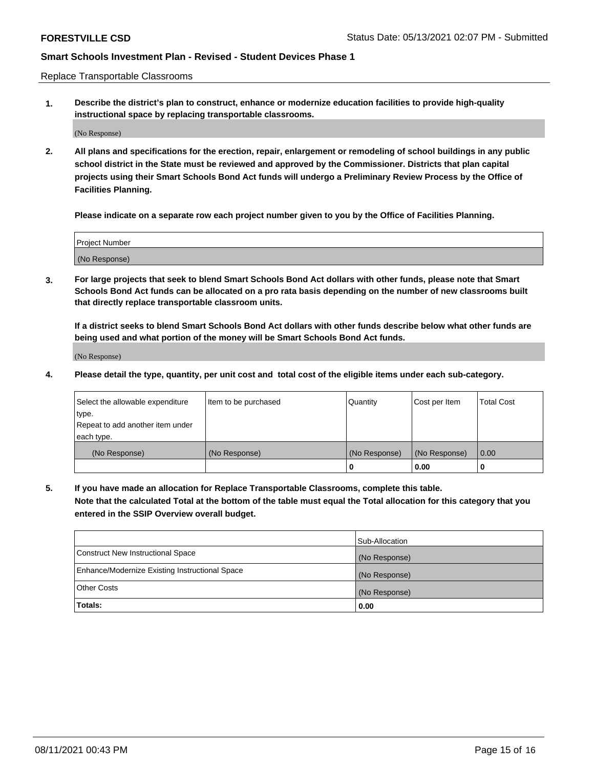Replace Transportable Classrooms

**1. Describe the district's plan to construct, enhance or modernize education facilities to provide high-quality instructional space by replacing transportable classrooms.**

(No Response)

**2. All plans and specifications for the erection, repair, enlargement or remodeling of school buildings in any public school district in the State must be reviewed and approved by the Commissioner. Districts that plan capital projects using their Smart Schools Bond Act funds will undergo a Preliminary Review Process by the Office of Facilities Planning.**

**Please indicate on a separate row each project number given to you by the Office of Facilities Planning.**

| Project Number |
|---|
| (No Response) |

**3. For large projects that seek to blend Smart Schools Bond Act dollars with other funds, please note that Smart Schools Bond Act funds can be allocated on a pro rata basis depending on the number of new classrooms built that directly replace transportable classroom units.**

**If a district seeks to blend Smart Schools Bond Act dollars with other funds describe below what other funds are being used and what portion of the money will be Smart Schools Bond Act funds.**

(No Response)

**4. Please detail the type, quantity, per unit cost and total cost of the eligible items under each sub-category.**

| Select the allowable expenditure type. Repeat to add another item under each type. | Item to be purchased | Quantity | Cost per Item | Total Cost |
|---|---|---|---|---|
| (No Response) | (No Response) | (No Response) | (No Response) | 0.00 |
| | | 0 | 0.00 | 0 |

**5. If you have made an allocation for Replace Transportable Classrooms, complete this table. Note that the calculated Total at the bottom of the table must equal the Total allocation for this category that you entered in the SSIP Overview overall budget.**

| | Sub-Allocation |
|---|---|
| Construct New Instructional Space | (No Response) |
| Enhance/Modernize Existing Instructional Space | (No Response) |
| Other Costs | (No Response) |
| **Totals:** | **0.00** |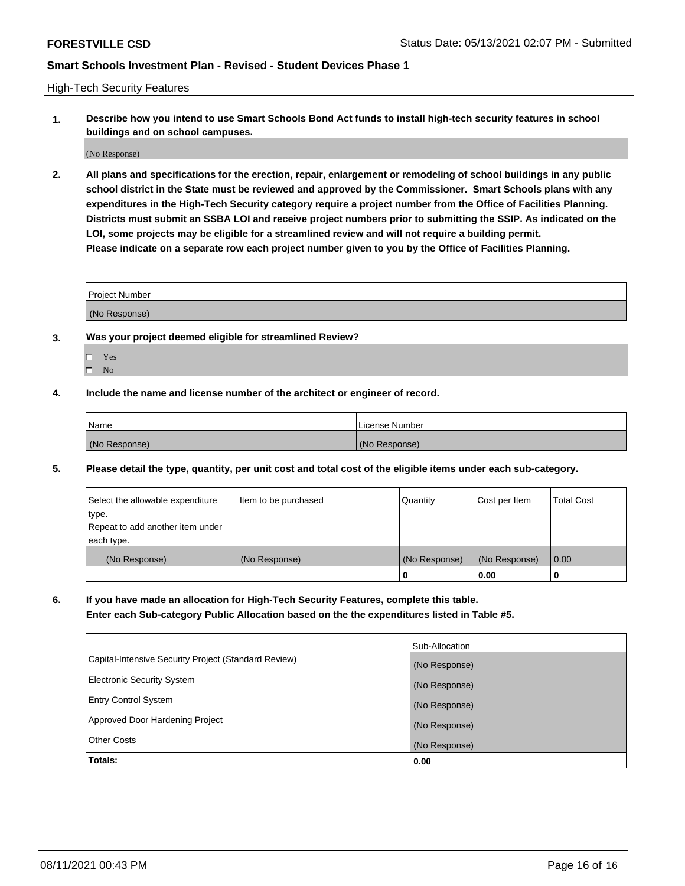High-Tech Security Features

**1. Describe how you intend to use Smart Schools Bond Act funds to install high-tech security features in school buildings and on school campuses.**

(No Response)

**2. All plans and specifications for the erection, repair, enlargement or remodeling of school buildings in any public school district in the State must be reviewed and approved by the Commissioner. Smart Schools plans with any expenditures in the High-Tech Security category require a project number from the Office of Facilities Planning. Districts must submit an SSBA LOI and receive project numbers prior to submitting the SSIP. As indicated on the LOI, some projects may be eligible for a streamlined review and will not require a building permit. Please indicate on a separate row each project number given to you by the Office of Facilities Planning.**

| Project Number |
| --- |
| (No Response) |

**3. Was your project deemed eligible for streamlined Review?**

- ☐ Yes
- ☐ No

**4. Include the name and license number of the architect or engineer of record.**

| Name | License Number |
| --- | --- |
| (No Response) | (No Response) |

**5. Please detail the type, quantity, per unit cost and total cost of the eligible items under each sub-category.**

| Select the allowable expenditure type. Repeat to add another item under each type. | Item to be purchased | Quantity | Cost per Item | Total Cost |
| --- | --- | --- | --- | --- |
| (No Response) | (No Response) | (No Response) | (No Response) | 0.00 |
| | | 0 | 0.00 | 0 |

**6. If you have made an allocation for High-Tech Security Features, complete this table. Enter each Sub-category Public Allocation based on the the expenditures listed in Table #5.**

| | Sub-Allocation |
| --- | --- |
| Capital-Intensive Security Project (Standard Review) | (No Response) |
| Electronic Security System | (No Response) |
| Entry Control System | (No Response) |
| Approved Door Hardening Project | (No Response) |
| Other Costs | (No Response) |
| **Totals:** | **0.00** |